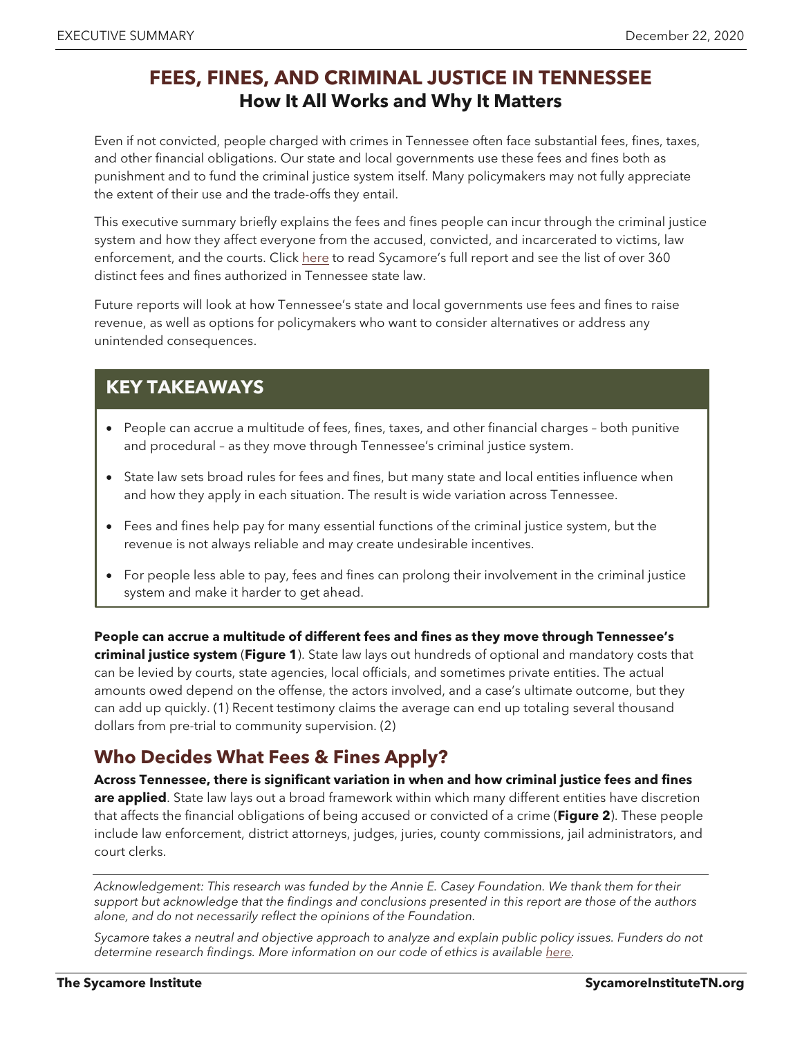# FEES, FINES, AND CRIMINAL JUSTICE IN TENNESSEE

## How It All Works and Why It Matters

Even if not convicted, people charged with crimes in Tennessee often face substantial fees, fines, taxes, and other financial obligations. Our state and local governments use these fees and fines both as punishment and to fund the criminal justice system itself. Many policymakers may not fully appreciate the extent of their use and the trade-offs they entail.

This executive summary briefly explains the fees and fines people can incur through the criminal justice system and how they affect everyone from the accused, convicted, and incarcerated to victims, law enforcement, and the courts. Click here to read Sycamore's full report and see the list of over 360 distinct fees and fines authorized in Tennessee state law.

Future reports will look at how Tennessee's state and local governments use fees and fines to raise revenue, as well as options for policymakers who want to consider alternatives or address any unintended consequences.

## KEY TAKEAWAYS

- People can accrue a multitude of fees, fines, taxes, and other financial charges – both punitive and procedural – as they move through Tennessee's criminal justice system.
- State law sets broad rules for fees and fines, but many state and local entities influence when and how they apply in each situation. The result is wide variation across Tennessee.
- Fees and fines help pay for many essential functions of the criminal justice system, but the revenue is not always reliable and may create undesirable incentives.
- For people less able to pay, fees and fines can prolong their involvement in the criminal justice system and make it harder to get ahead.

**People can accrue a multitude of different fees and fines as they move through Tennessee's criminal justice system** (**Figure 1**). State law lays out hundreds of optional and mandatory costs that can be levied by courts, state agencies, local officials, and sometimes private entities. The actual amounts owed depend on the offense, the actors involved, and a case's ultimate outcome, but they can add up quickly. (1) Recent testimony claims the average can end up totaling several thousand dollars from pre-trial to community supervision. (2)

## Who Decides What Fees & Fines Apply?

**Across Tennessee, there is significant variation in when and how criminal justice fees and fines are applied**. State law lays out a broad framework within which many different entities have discretion that affects the financial obligations of being accused or convicted of a crime (**Figure 2**). These people include law enforcement, district attorneys, judges, juries, county commissions, jail administrators, and court clerks.

---

*Acknowledgement: This research was funded by the Annie E. Casey Foundation. We thank them for their support but acknowledge that the findings and conclusions presented in this report are those of the authors alone, and do not necessarily reflect the opinions of the Foundation.*

*Sycamore takes a neutral and objective approach to analyze and explain public policy issues. Funders do not determine research findings. More information on our code of ethics is available here.*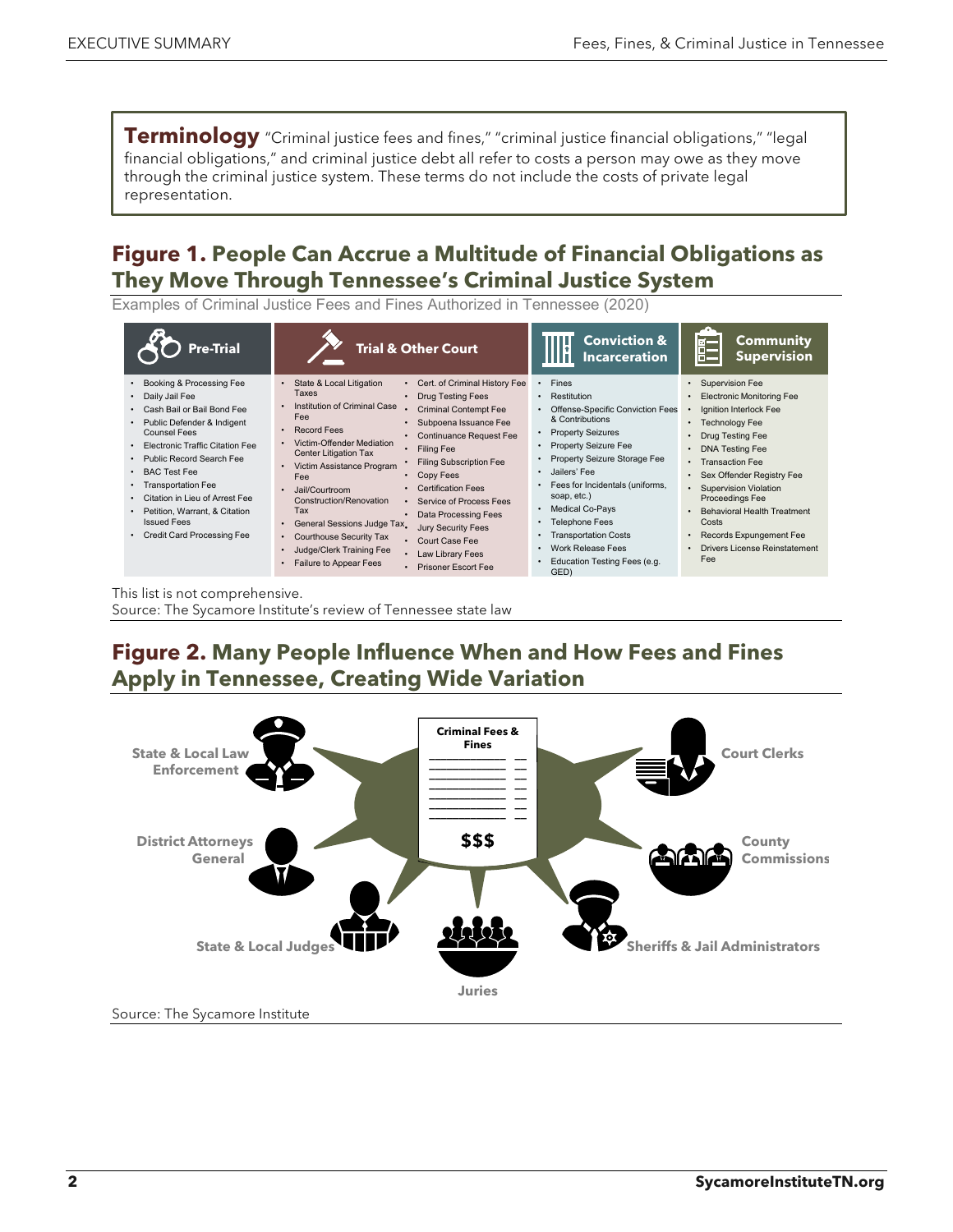**Terminology** "Criminal justice fees and fines," "criminal justice financial obligations," "legal financial obligations," and criminal justice debt all refer to costs a person may owe as they move through the criminal justice system. These terms do not include the costs of private legal representation.

## Figure 1. People Can Accrue a Multitude of Financial Obligations as They Move Through Tennessee's Criminal Justice System

Examples of Criminal Justice Fees and Fines Authorized in Tennessee (2020)

**Pre-Trial**

- Booking & Processing Fee
- Daily Jail Fee
- Cash Bail or Bail Bond Fee
- Public Defender & Indigent Counsel Fees
- Electronic Traffic Citation Fee
- Public Record Search Fee
- BAC Test Fee
- Transportation Fee
- Citation in Lieu of Arrest Fee
- Petition, Warrant, & Citation Issued Fees
- Credit Card Processing Fee

**Trial & Other Court**

- State & Local Litigation Taxes
- Institution of Criminal Case Fee
- Record Fees
- Victim-Offender Mediation Center Litigation Tax
- Victim Assistance Program Fee
- Jail/Courtroom Construction/Renovation Tax
- General Sessions Judge Tax
- Courthouse Security Tax
- Judge/Clerk Training Fee
- Failure to Appear Fees
- Cert. of Criminal History Fee
- Drug Testing Fees
- Criminal Contempt Fee
- Subpoena Issuance Fee
- Continuance Request Fee
- Filing Fee
- Filing Subscription Fee
- Copy Fees
- Certification Fees
- Service of Process Fees
- Data Processing Fees
- Jury Security Fees
- Court Case Fee
- Law Library Fees
- Prisoner Escort Fee

**Conviction & Incarceration**

- Fines
- Restitution
- Offense-Specific Conviction Fees & Contributions
- Property Seizures
- Property Seizure Fee
- Property Seizure Storage Fee
- Jailers' Fee
- Fees for Incidentals (uniforms, soap, etc.)
- Medical Co-Pays
- Telephone Fees
- Transportation Costs
- Work Release Fees
- Education Testing Fees (e.g. GED)

**Community Supervision**

- Supervision Fee
- Electronic Monitoring Fee
- Ignition Interlock Fee
- Technology Fee
- Drug Testing Fee
- DNA Testing Fee
- Transaction Fee
- Sex Offender Registry Fee
- Supervision Violation Proceedings Fee
- Behavioral Health Treatment Costs
- Records Expungement Fee
- Drivers License Reinstatement Fee

This list is not comprehensive.
Source: The Sycamore Institute's review of Tennessee state law

## Figure 2. Many People Influence When and How Fees and Fines Apply in Tennessee, Creating Wide Variation

Criminal Fees & Fines

$$$

State & Local Law Enforcement

Court Clerks

District Attorneys General

County Commissions

State & Local Judges

Juries

Sheriffs & Jail Administrators

Source: The Sycamore Institute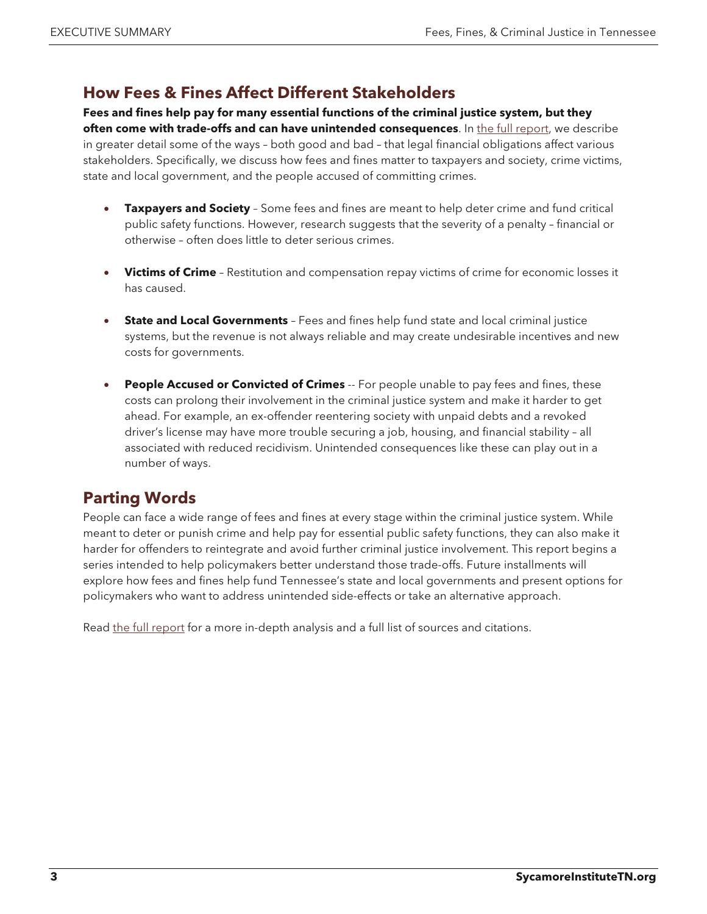## How Fees & Fines Affect Different Stakeholders

**Fees and fines help pay for many essential functions of the criminal justice system, but they often come with trade-offs and can have unintended consequences**. In the full report, we describe in greater detail some of the ways – both good and bad – that legal financial obligations affect various stakeholders. Specifically, we discuss how fees and fines matter to taxpayers and society, crime victims, state and local government, and the people accused of committing crimes.

- **Taxpayers and Society** – Some fees and fines are meant to help deter crime and fund critical public safety functions. However, research suggests that the severity of a penalty – financial or otherwise – often does little to deter serious crimes.

- **Victims of Crime** – Restitution and compensation repay victims of crime for economic losses it has caused.

- **State and Local Governments** – Fees and fines help fund state and local criminal justice systems, but the revenue is not always reliable and may create undesirable incentives and new costs for governments.

- **People Accused or Convicted of Crimes** -- For people unable to pay fees and fines, these costs can prolong their involvement in the criminal justice system and make it harder to get ahead. For example, an ex-offender reentering society with unpaid debts and a revoked driver's license may have more trouble securing a job, housing, and financial stability – all associated with reduced recidivism. Unintended consequences like these can play out in a number of ways.

## Parting Words

People can face a wide range of fees and fines at every stage within the criminal justice system. While meant to deter or punish crime and help pay for essential public safety functions, they can also make it harder for offenders to reintegrate and avoid further criminal justice involvement. This report begins a series intended to help policymakers better understand those trade-offs. Future installments will explore how fees and fines help fund Tennessee's state and local governments and present options for policymakers who want to address unintended side-effects or take an alternative approach.

Read the full report for a more in-depth analysis and a full list of sources and citations.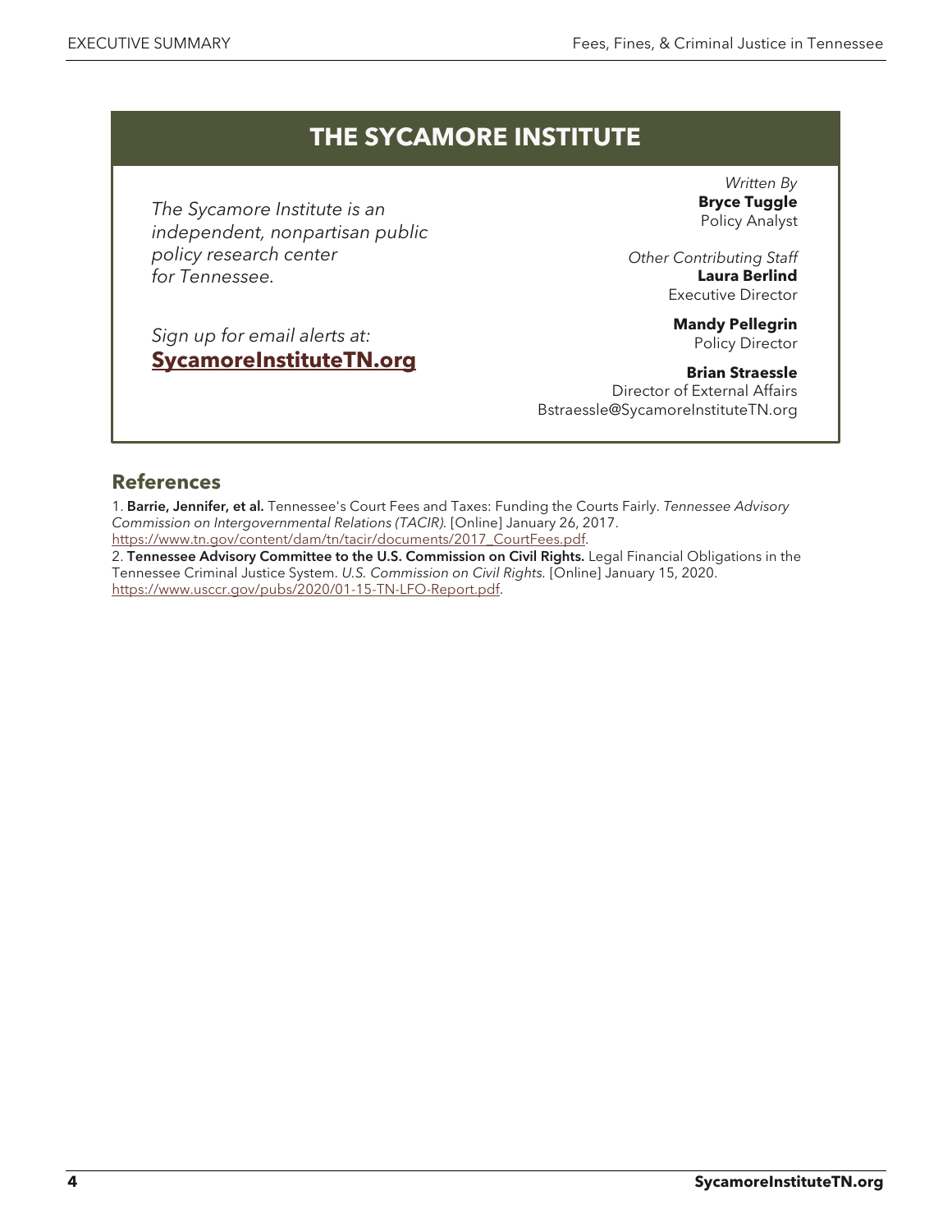## THE SYCAMORE INSTITUTE

*The Sycamore Institute is an independent, nonpartisan public policy research center for Tennessee.*

*Sign up for email alerts at:* **[SycamoreInstituteTN.org](https://SycamoreInstituteTN.org)**

*Written By*
**Bryce Tuggle**
Policy Analyst

*Other Contributing Staff*
**Laura Berlind**
Executive Director

**Mandy Pellegrin**
Policy Director

**Brian Straessle**
Director of External Affairs
Bstraessle@SycamoreInstituteTN.org

## References

1. **Barrie, Jennifer, et al.** Tennessee's Court Fees and Taxes: Funding the Courts Fairly. *Tennessee Advisory Commission on Intergovernmental Relations (TACIR).* [Online] January 26, 2017. https://www.tn.gov/content/dam/tn/tacir/documents/2017_CourtFees.pdf.

2. **Tennessee Advisory Committee to the U.S. Commission on Civil Rights.** Legal Financial Obligations in the Tennessee Criminal Justice System. *U.S. Commission on Civil Rights.* [Online] January 15, 2020. https://www.usccr.gov/pubs/2020/01-15-TN-LFO-Report.pdf.